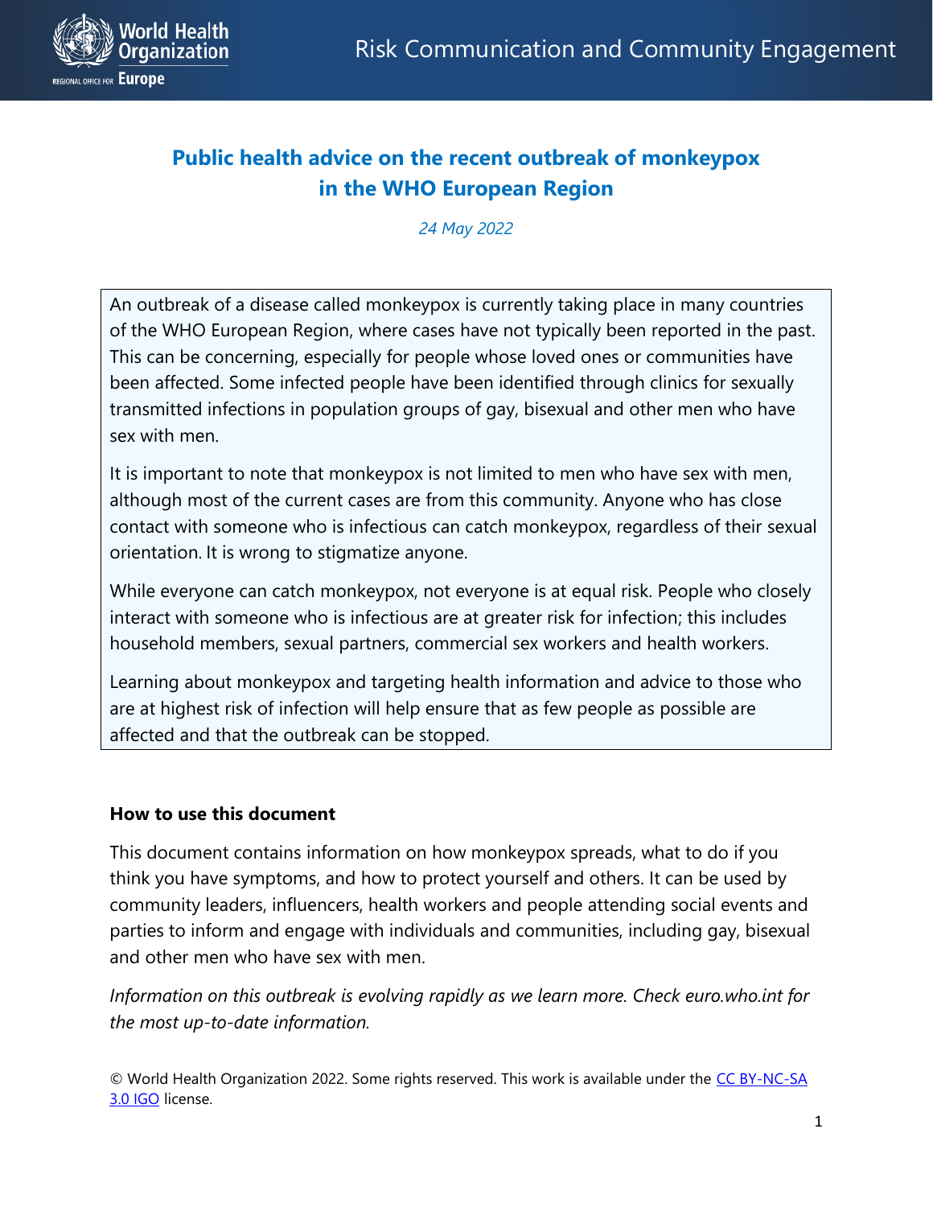# Public health advice on the recent outbreak of monkeypox in the WHO European Region

*24 May 2022*

An outbreak of a disease called monkeypox is currently taking place in many countries of the WHO European Region, where cases have not typically been reported in the past. This can be concerning, especially for people whose loved ones or communities have been affected. Some infected people have been identified through clinics for sexually transmitted infections in population groups of gay, bisexual and other men who have sex with men.

It is important to note that monkeypox is not limited to men who have sex with men, although most of the current cases are from this community. Anyone who has close contact with someone who is infectious can catch monkeypox, regardless of their sexual orientation. It is wrong to stigmatize anyone.

While everyone can catch monkeypox, not everyone is at equal risk. People who closely interact with someone who is infectious are at greater risk for infection; this includes household members, sexual partners, commercial sex workers and health workers.

Learning about monkeypox and targeting health information and advice to those who are at highest risk of infection will help ensure that as few people as possible are affected and that the outbreak can be stopped.

## How to use this document

This document contains information on how monkeypox spreads, what to do if you think you have symptoms, and how to protect yourself and others. It can be used by community leaders, influencers, health workers and people attending social events and parties to inform and engage with individuals and communities, including gay, bisexual and other men who have sex with men.

*Information on this outbreak is evolving rapidly as we learn more. Check euro.who.int for the most up-to-date information.*

© World Health Organization 2022. Some rights reserved. This work is available under the CC BY-NC-SA 3.0 IGO license.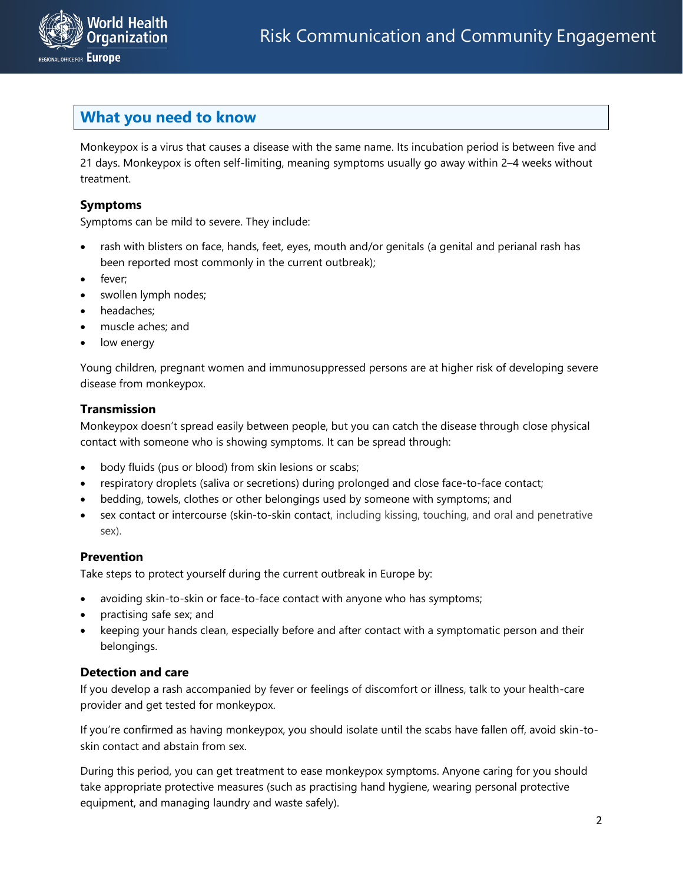## What you need to know

Monkeypox is a virus that causes a disease with the same name. Its incubation period is between five and 21 days. Monkeypox is often self-limiting, meaning symptoms usually go away within 2–4 weeks without treatment.

### Symptoms

Symptoms can be mild to severe. They include:

- rash with blisters on face, hands, feet, eyes, mouth and/or genitals (a genital and perianal rash has been reported most commonly in the current outbreak);
- fever;
- swollen lymph nodes;
- headaches;
- muscle aches; and
- low energy

Young children, pregnant women and immunosuppressed persons are at higher risk of developing severe disease from monkeypox.

### Transmission

Monkeypox doesn't spread easily between people, but you can catch the disease through close physical contact with someone who is showing symptoms. It can be spread through:

- body fluids (pus or blood) from skin lesions or scabs;
- respiratory droplets (saliva or secretions) during prolonged and close face-to-face contact;
- bedding, towels, clothes or other belongings used by someone with symptoms; and
- sex contact or intercourse (skin-to-skin contact, including kissing, touching, and oral and penetrative sex).

### Prevention

Take steps to protect yourself during the current outbreak in Europe by:

- avoiding skin-to-skin or face-to-face contact with anyone who has symptoms;
- practising safe sex; and
- keeping your hands clean, especially before and after contact with a symptomatic person and their belongings.

### Detection and care

If you develop a rash accompanied by fever or feelings of discomfort or illness, talk to your health-care provider and get tested for monkeypox.

If you're confirmed as having monkeypox, you should isolate until the scabs have fallen off, avoid skin-to-skin contact and abstain from sex.

During this period, you can get treatment to ease monkeypox symptoms. Anyone caring for you should take appropriate protective measures (such as practising hand hygiene, wearing personal protective equipment, and managing laundry and waste safely).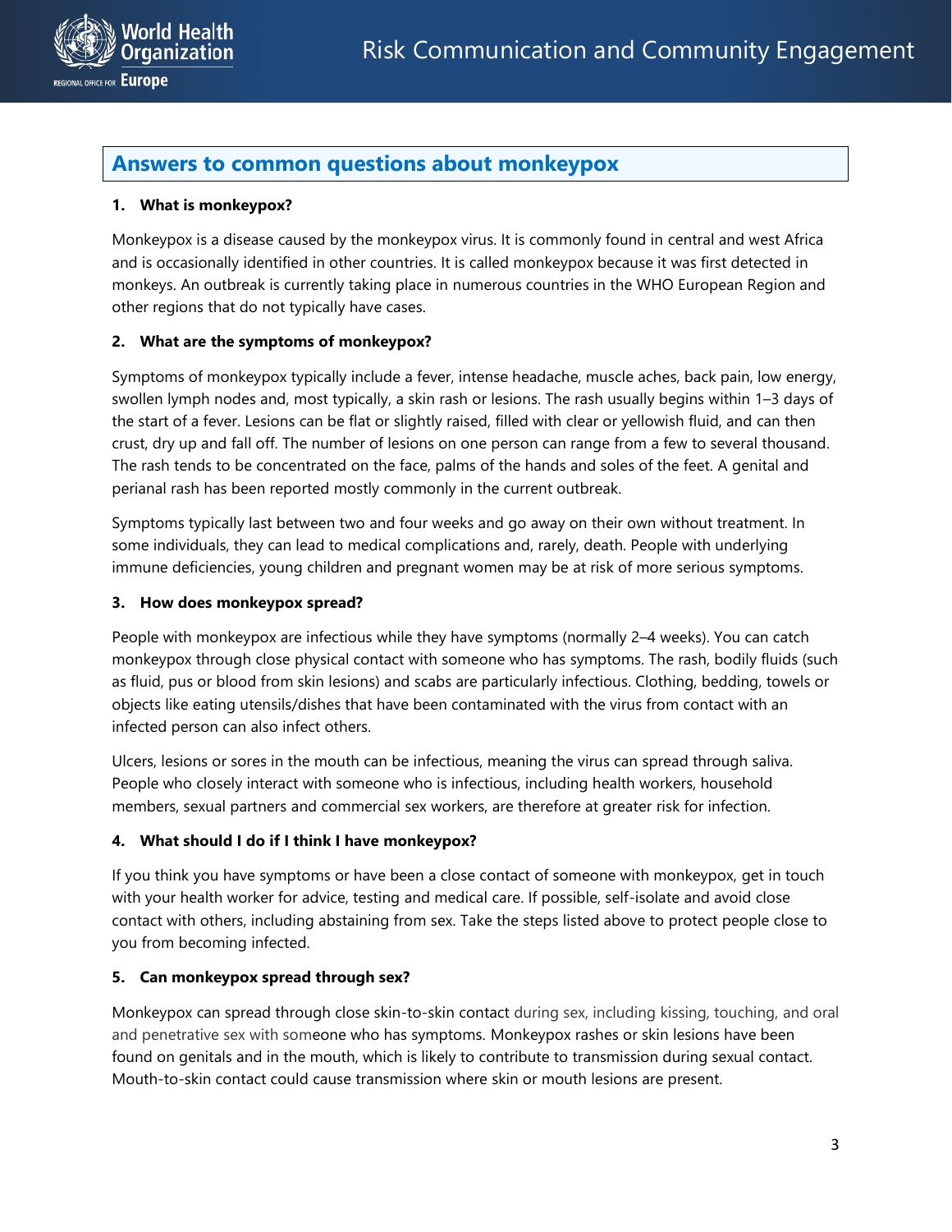## Answers to common questions about monkeypox

**1. What is monkeypox?**

Monkeypox is a disease caused by the monkeypox virus. It is commonly found in central and west Africa and is occasionally identified in other countries. It is called monkeypox because it was first detected in monkeys. An outbreak is currently taking place in numerous countries in the WHO European Region and other regions that do not typically have cases.

**2. What are the symptoms of monkeypox?**

Symptoms of monkeypox typically include a fever, intense headache, muscle aches, back pain, low energy, swollen lymph nodes and, most typically, a skin rash or lesions. The rash usually begins within 1–3 days of the start of a fever. Lesions can be flat or slightly raised, filled with clear or yellowish fluid, and can then crust, dry up and fall off. The number of lesions on one person can range from a few to several thousand. The rash tends to be concentrated on the face, palms of the hands and soles of the feet. A genital and perianal rash has been reported mostly commonly in the current outbreak.

Symptoms typically last between two and four weeks and go away on their own without treatment. In some individuals, they can lead to medical complications and, rarely, death. People with underlying immune deficiencies, young children and pregnant women may be at risk of more serious symptoms.

**3. How does monkeypox spread?**

People with monkeypox are infectious while they have symptoms (normally 2–4 weeks). You can catch monkeypox through close physical contact with someone who has symptoms. The rash, bodily fluids (such as fluid, pus or blood from skin lesions) and scabs are particularly infectious. Clothing, bedding, towels or objects like eating utensils/dishes that have been contaminated with the virus from contact with an infected person can also infect others.

Ulcers, lesions or sores in the mouth can be infectious, meaning the virus can spread through saliva. People who closely interact with someone who is infectious, including health workers, household members, sexual partners and commercial sex workers, are therefore at greater risk for infection.

**4. What should I do if I think I have monkeypox?**

If you think you have symptoms or have been a close contact of someone with monkeypox, get in touch with your health worker for advice, testing and medical care. If possible, self-isolate and avoid close contact with others, including abstaining from sex. Take the steps listed above to protect people close to you from becoming infected.

**5. Can monkeypox spread through sex?**

Monkeypox can spread through close skin-to-skin contact during sex, including kissing, touching, and oral and penetrative sex with someone who has symptoms. Monkeypox rashes or skin lesions have been found on genitals and in the mouth, which is likely to contribute to transmission during sexual contact. Mouth-to-skin contact could cause transmission where skin or mouth lesions are present.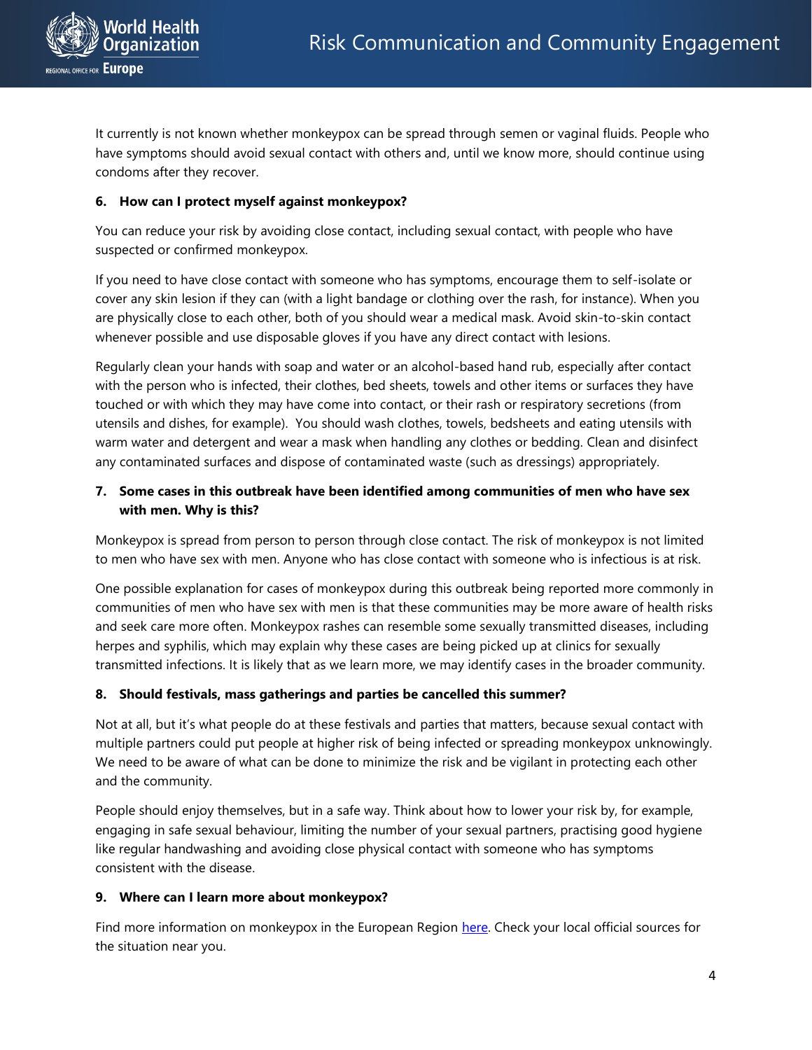It currently is not known whether monkeypox can be spread through semen or vaginal fluids. People who have symptoms should avoid sexual contact with others and, until we know more, should continue using condoms after they recover.

#### 6. How can I protect myself against monkeypox?

You can reduce your risk by avoiding close contact, including sexual contact, with people who have suspected or confirmed monkeypox.

If you need to have close contact with someone who has symptoms, encourage them to self-isolate or cover any skin lesion if they can (with a light bandage or clothing over the rash, for instance). When you are physically close to each other, both of you should wear a medical mask. Avoid skin-to-skin contact whenever possible and use disposable gloves if you have any direct contact with lesions.

Regularly clean your hands with soap and water or an alcohol-based hand rub, especially after contact with the person who is infected, their clothes, bed sheets, towels and other items or surfaces they have touched or with which they may have come into contact, or their rash or respiratory secretions (from utensils and dishes, for example). You should wash clothes, towels, bedsheets and eating utensils with warm water and detergent and wear a mask when handling any clothes or bedding. Clean and disinfect any contaminated surfaces and dispose of contaminated waste (such as dressings) appropriately.

#### 7. Some cases in this outbreak have been identified among communities of men who have sex with men. Why is this?

Monkeypox is spread from person to person through close contact. The risk of monkeypox is not limited to men who have sex with men. Anyone who has close contact with someone who is infectious is at risk.

One possible explanation for cases of monkeypox during this outbreak being reported more commonly in communities of men who have sex with men is that these communities may be more aware of health risks and seek care more often. Monkeypox rashes can resemble some sexually transmitted diseases, including herpes and syphilis, which may explain why these cases are being picked up at clinics for sexually transmitted infections. It is likely that as we learn more, we may identify cases in the broader community.

#### 8. Should festivals, mass gatherings and parties be cancelled this summer?

Not at all, but it's what people do at these festivals and parties that matters, because sexual contact with multiple partners could put people at higher risk of being infected or spreading monkeypox unknowingly. We need to be aware of what can be done to minimize the risk and be vigilant in protecting each other and the community.

People should enjoy themselves, but in a safe way. Think about how to lower your risk by, for example, engaging in safe sexual behaviour, limiting the number of your sexual partners, practising good hygiene like regular handwashing and avoiding close physical contact with someone who has symptoms consistent with the disease.

#### 9. Where can I learn more about monkeypox?

Find more information on monkeypox in the European Region here. Check your local official sources for the situation near you.